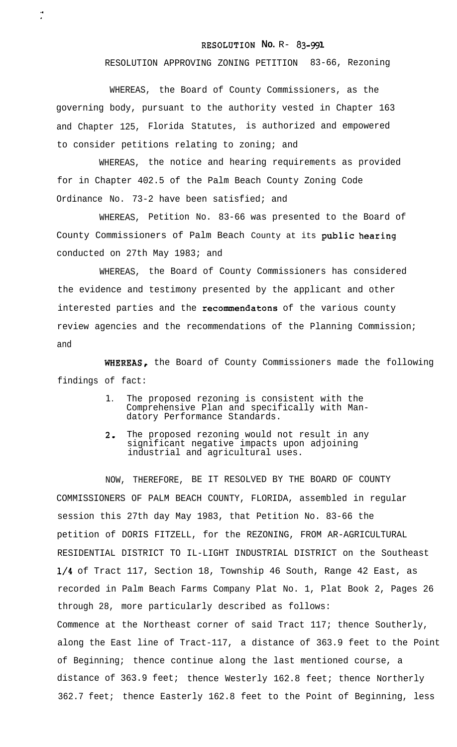# RESOLUTION No. R- 83-991

RESOLUTION APPROVING ZONING PETITION 83-66, Rezoning

WHEREAS, the Board of County Commissioners, as the governing body, pursuant to the authority vested in Chapter 163 and Chapter 125, Florida Statutes, is authorized and empowered to consider petitions relating to zoning; and

WHEREAS, the notice and hearing requirements as provided for in Chapter 402.5 of the Palm Beach County Zoning Code Ordinance No. 73-2 have been satisfied; and

WHEREAS, Petition No. 83-66 was presented to the Board of County Commissioners of Palm Beach County at its public hearing conducted on 27th May 1983; and

WHEREAS, the Board of County Commissioners has considered the evidence and testimony presented by the applicant and other interested parties and the recommendatons of the various county review agencies and the recommendations of the Planning Commission; and

WHEREAS, the Board of County Commissioners made the following findings of fact:

1. The proposed rezoning is consistent with the Comprehensive Plan and specifically with Mandatory Performance Standards.
2. The proposed rezoning would not result in any significant negative impacts upon adjoining industrial and agricultural uses.

NOW, THEREFORE, BE IT RESOLVED BY THE BOARD OF COUNTY COMMISSIONERS OF PALM BEACH COUNTY, FLORIDA, assembled in regular session this 27th day May 1983, that Petition No. 83-66 the petition of DORIS FITZELL, for the REZONING, FROM AR-AGRICULTURAL RESIDENTIAL DISTRICT TO IL-LIGHT INDUSTRIAL DISTRICT on the Southeast 1/4 of Tract 117, Section 18, Township 46 South, Range 42 East, as recorded in Palm Beach Farms Company Plat No. 1, Plat Book 2, Pages 26 through 28, more particularly described as follows:

Commence at the Northeast corner of said Tract 117; thence Southerly, along the East line of Tract-117, a distance of 363.9 feet to the Point of Beginning; thence continue along the last mentioned course, a distance of 363.9 feet; thence Westerly 162.8 feet; thence Northerly 362.7 feet; thence Easterly 162.8 feet to the Point of Beginning, less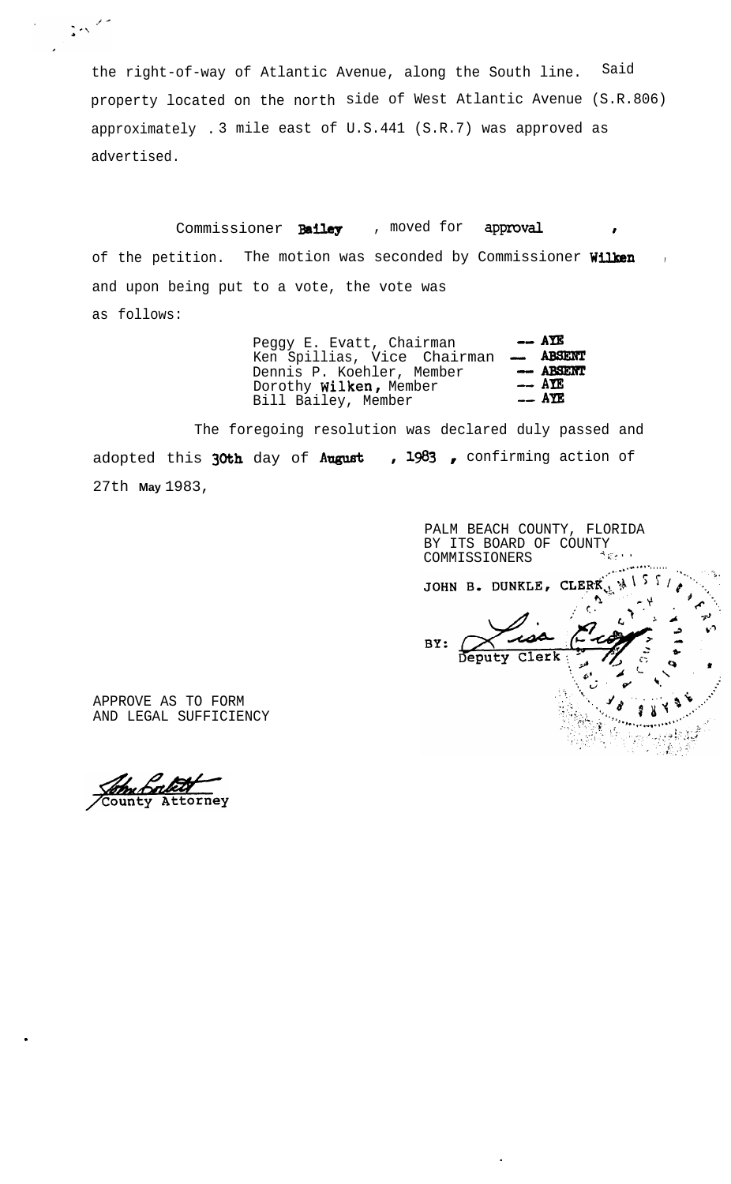the right-of-way of Atlantic Avenue, along the South line. Said property located on the north side of West Atlantic Avenue (S.R.806) approximately .3 mile east of U.S.441 (S.R.7) was approved as advertised.

Commissioner **Bailey**, moved for **approval**, of the petition. The motion was seconded by Commissioner **Wilken**, and upon being put to a vote, the vote was as follows:

| | |
|---|---|
| Peggy E. Evatt, Chairman | -- AYE |
| Ken Spillias, Vice Chairman | -- ABSENT |
| Dennis P. Koehler, Member | -- ABSENT |
| Dorothy Wilken, Member | -- AYE |
| Bill Bailey, Member | -- AYE |

The foregoing resolution was declared duly passed and adopted this **30th** day of **August**, **1983**, confirming action of 27th May 1983,

PALM BEACH COUNTY, FLORIDA
BY ITS BOARD OF COUNTY
COMMISSIONERS

JOHN B. DUNKLE, CLERK

BY: Deputy Clerk

APPROVE AS TO FORM
AND LEGAL SUFFICIENCY

County Attorney